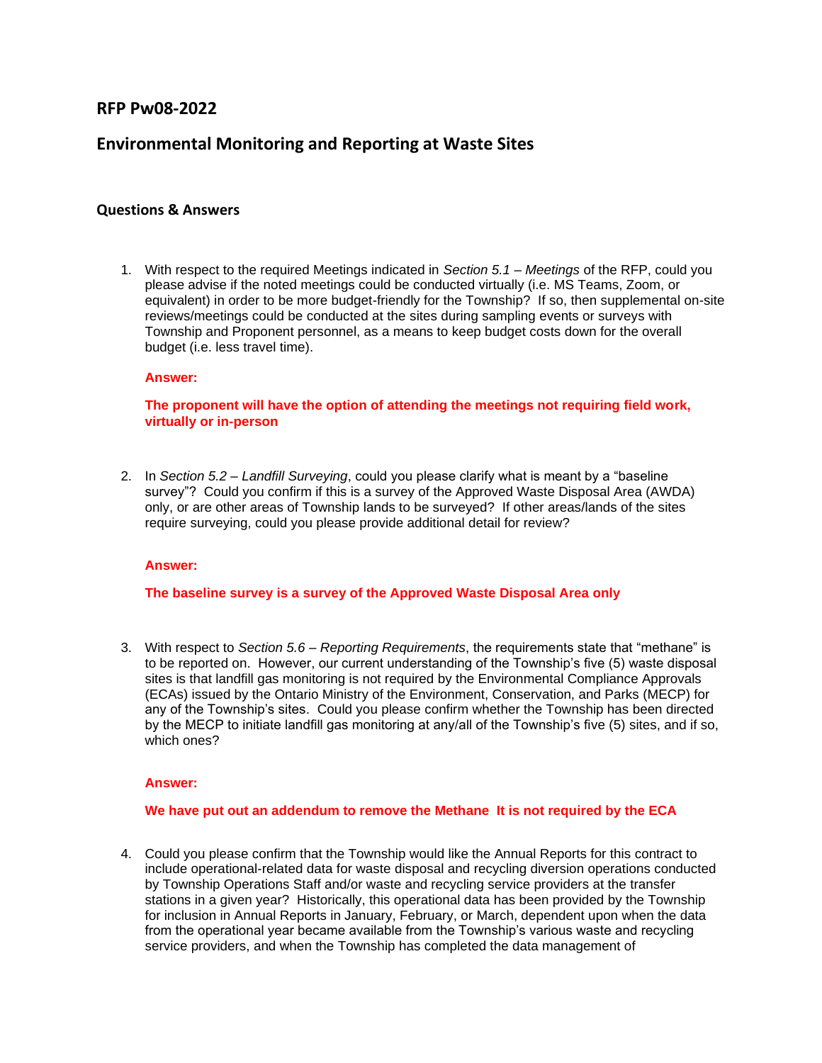## RFP Pw08-2022

## Environmental Monitoring and Reporting at Waste Sites

### Questions & Answers

1. With respect to the required Meetings indicated in *Section 5.1 – Meetings* of the RFP, could you please advise if the noted meetings could be conducted virtually (i.e. MS Teams, Zoom, or equivalent) in order to be more budget-friendly for the Township? If so, then supplemental on-site reviews/meetings could be conducted at the sites during sampling events or surveys with Township and Proponent personnel, as a means to keep budget costs down for the overall budget (i.e. less travel time).

   **Answer:**

   **The proponent will have the option of attending the meetings not requiring field work, virtually or in-person**

2. In *Section 5.2 – Landfill Surveying*, could you please clarify what is meant by a "baseline survey"? Could you confirm if this is a survey of the Approved Waste Disposal Area (AWDA) only, or are other areas of Township lands to be surveyed? If other areas/lands of the sites require surveying, could you please provide additional detail for review?

   **Answer:**

   **The baseline survey is a survey of the Approved Waste Disposal Area only**

3. With respect to *Section 5.6 – Reporting Requirements*, the requirements state that "methane" is to be reported on. However, our current understanding of the Township's five (5) waste disposal sites is that landfill gas monitoring is not required by the Environmental Compliance Approvals (ECAs) issued by the Ontario Ministry of the Environment, Conservation, and Parks (MECP) for any of the Township's sites. Could you please confirm whether the Township has been directed by the MECP to initiate landfill gas monitoring at any/all of the Township's five (5) sites, and if so, which ones?

   **Answer:**

   **We have put out an addendum to remove the Methane It is not required by the ECA**

4. Could you please confirm that the Township would like the Annual Reports for this contract to include operational-related data for waste disposal and recycling diversion operations conducted by Township Operations Staff and/or waste and recycling service providers at the transfer stations in a given year? Historically, this operational data has been provided by the Township for inclusion in Annual Reports in January, February, or March, dependent upon when the data from the operational year became available from the Township's various waste and recycling service providers, and when the Township has completed the data management of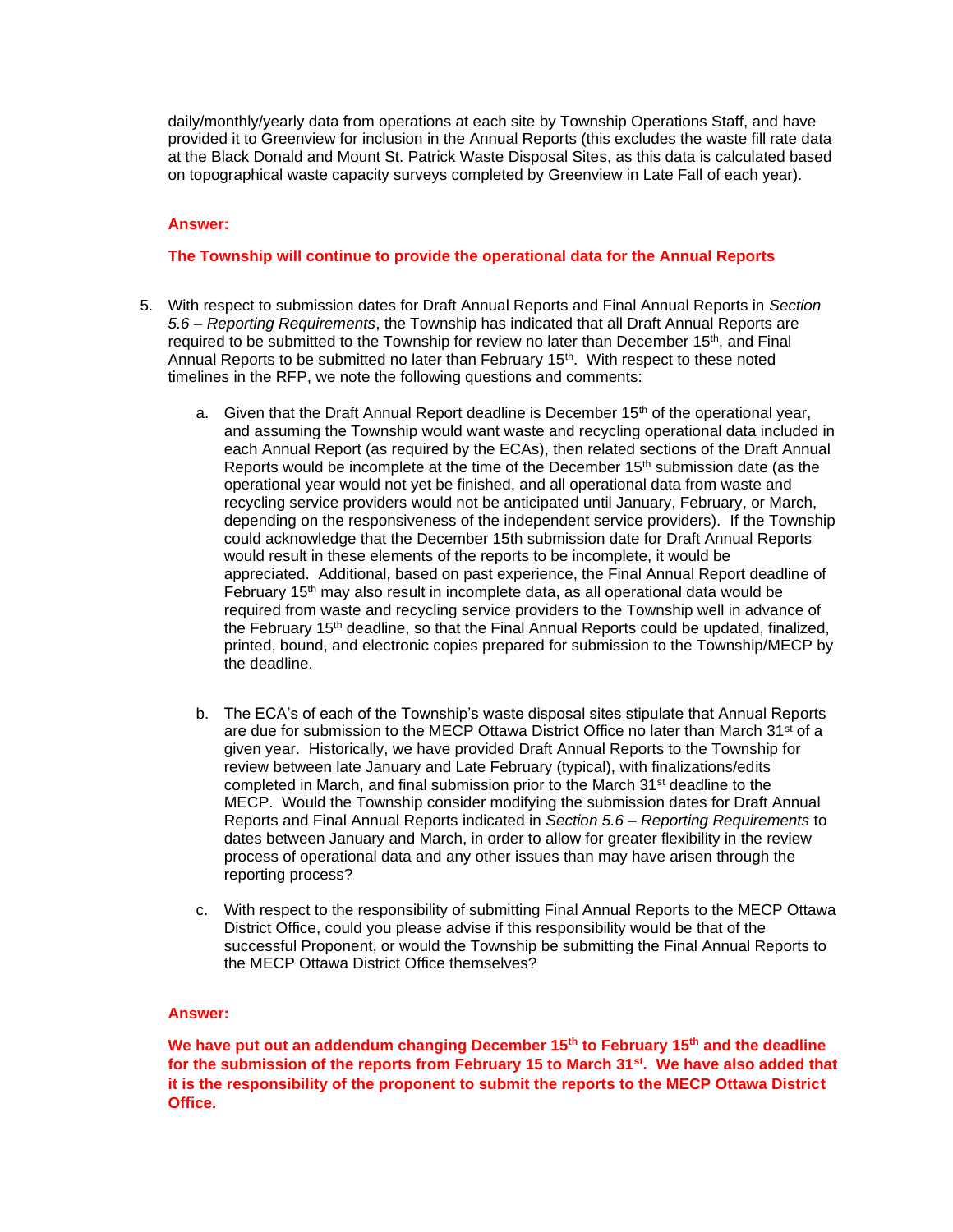daily/monthly/yearly data from operations at each site by Township Operations Staff, and have provided it to Greenview for inclusion in the Annual Reports (this excludes the waste fill rate data at the Black Donald and Mount St. Patrick Waste Disposal Sites, as this data is calculated based on topographical waste capacity surveys completed by Greenview in Late Fall of each year).

**Answer:**

**The Township will continue to provide the operational data for the Annual Reports**

5. With respect to submission dates for Draft Annual Reports and Final Annual Reports in *Section 5.6 – Reporting Requirements*, the Township has indicated that all Draft Annual Reports are required to be submitted to the Township for review no later than December 15th, and Final Annual Reports to be submitted no later than February 15th. With respect to these noted timelines in the RFP, we note the following questions and comments:

   a. Given that the Draft Annual Report deadline is December 15th of the operational year, and assuming the Township would want waste and recycling operational data included in each Annual Report (as required by the ECAs), then related sections of the Draft Annual Reports would be incomplete at the time of the December 15th submission date (as the operational year would not yet be finished, and all operational data from waste and recycling service providers would not be anticipated until January, February, or March, depending on the responsiveness of the independent service providers). If the Township could acknowledge that the December 15th submission date for Draft Annual Reports would result in these elements of the reports to be incomplete, it would be appreciated. Additional, based on past experience, the Final Annual Report deadline of February 15th may also result in incomplete data, as all operational data would be required from waste and recycling service providers to the Township well in advance of the February 15th deadline, so that the Final Annual Reports could be updated, finalized, printed, bound, and electronic copies prepared for submission to the Township/MECP by the deadline.

   b. The ECA's of each of the Township's waste disposal sites stipulate that Annual Reports are due for submission to the MECP Ottawa District Office no later than March 31st of a given year. Historically, we have provided Draft Annual Reports to the Township for review between late January and Late February (typical), with finalizations/edits completed in March, and final submission prior to the March 31st deadline to the MECP. Would the Township consider modifying the submission dates for Draft Annual Reports and Final Annual Reports indicated in *Section 5.6 – Reporting Requirements* to dates between January and March, in order to allow for greater flexibility in the review process of operational data and any other issues than may have arisen through the reporting process?

   c. With respect to the responsibility of submitting Final Annual Reports to the MECP Ottawa District Office, could you please advise if this responsibility would be that of the successful Proponent, or would the Township be submitting the Final Annual Reports to the MECP Ottawa District Office themselves?

**Answer:**

**We have put out an addendum changing December 15th to February 15th and the deadline for the submission of the reports from February 15 to March 31st. We have also added that it is the responsibility of the proponent to submit the reports to the MECP Ottawa District Office.**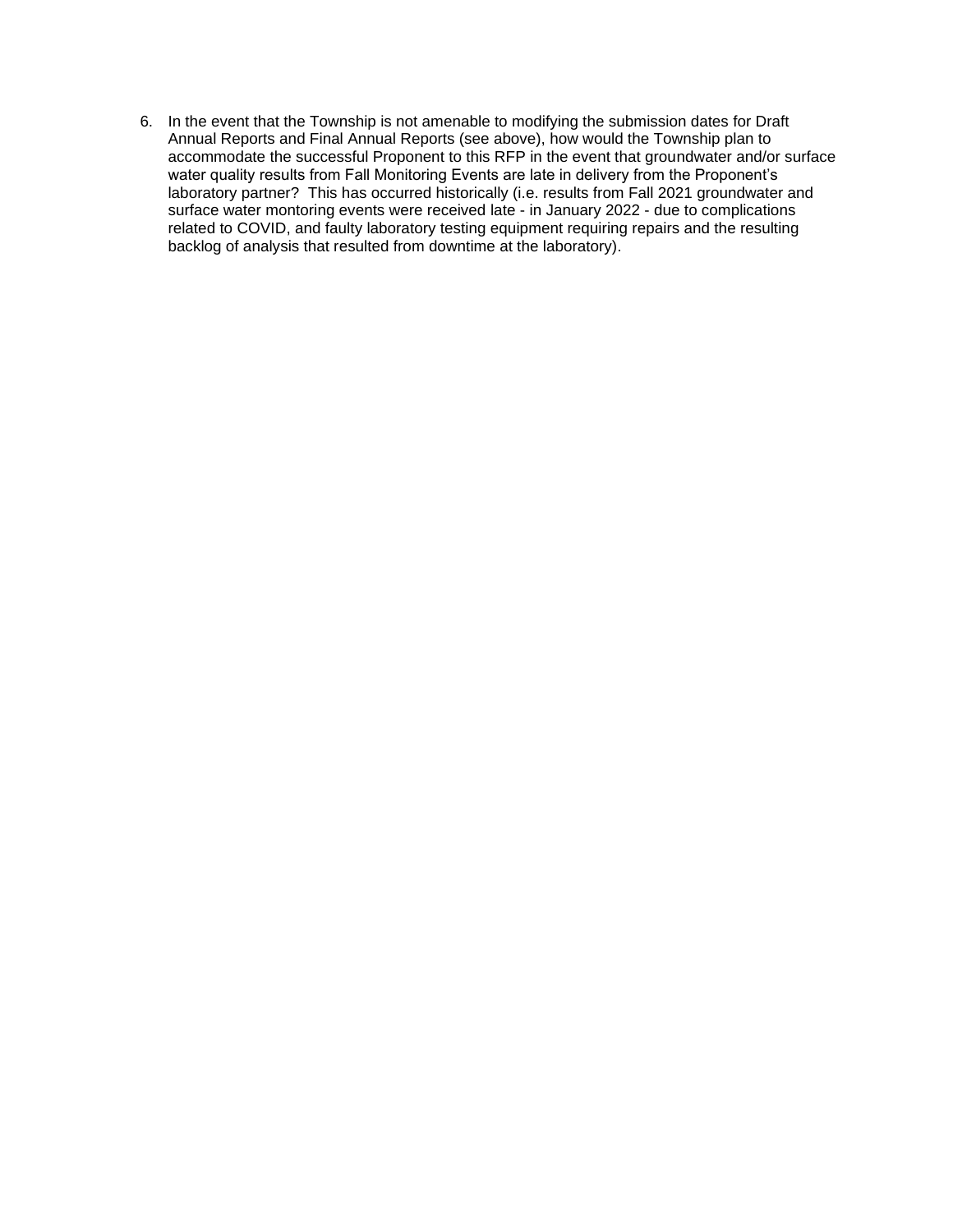6. In the event that the Township is not amenable to modifying the submission dates for Draft Annual Reports and Final Annual Reports (see above), how would the Township plan to accommodate the successful Proponent to this RFP in the event that groundwater and/or surface water quality results from Fall Monitoring Events are late in delivery from the Proponent's laboratory partner? This has occurred historically (i.e. results from Fall 2021 groundwater and surface water montoring events were received late - in January 2022 - due to complications related to COVID, and faulty laboratory testing equipment requiring repairs and the resulting backlog of analysis that resulted from downtime at the laboratory).